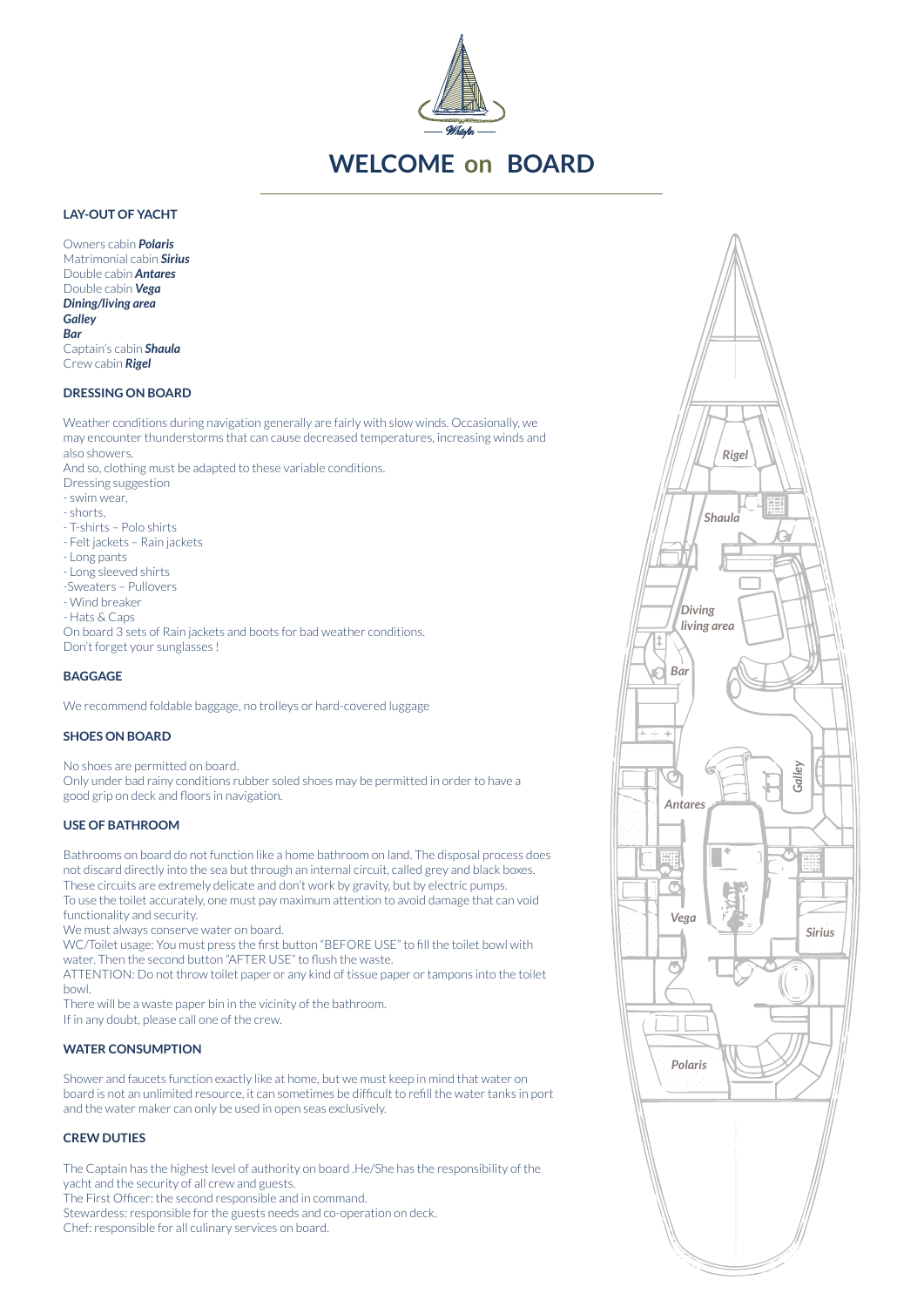# WELCOME on BOARD

## LAY-OUT OF YACHT

Owners cabin ***Polaris***
Matrimonial cabin ***Sirius***
Double cabin ***Antares***
Double cabin ***Vega***
***Dining/living area***
***Galley***
***Bar***
Captain's cabin ***Shaula***
Crew cabin ***Rigel***

## DRESSING ON BOARD

Weather conditions during navigation generally are fairly with slow winds. Occasionally, we may encounter thunderstorms that can cause decreased temperatures, increasing winds and also showers.
And so, clothing must be adapted to these variable conditions.
Dressing suggestion
- swim wear,
- shorts,
- T-shirts – Polo shirts
- Felt jackets – Rain jackets
- Long pants
- Long sleeved shirts
- Sweaters – Pullovers
- Wind breaker
- Hats & Caps

On board 3 sets of Rain jackets and boots for bad weather conditions.
Don't forget your sunglasses !

## BAGGAGE

We recommend foldable baggage, no trolleys or hard-covered luggage

## SHOES ON BOARD

No shoes are permitted on board.
Only under bad rainy conditions rubber soled shoes may be permitted in order to have a good grip on deck and floors in navigation.

## USE OF BATHROOM

Bathrooms on board do not function like a home bathroom on land. The disposal process does not discard directly into the sea but through an internal circuit, called grey and black boxes. These circuits are extremely delicate and don't work by gravity, but by electric pumps.
To use the toilet accurately, one must pay maximum attention to avoid damage that can void functionality and security.
We must always conserve water on board.
WC/Toilet usage: You must press the first button "BEFORE USE" to fill the toilet bowl with water. Then the second button "AFTER USE" to flush the waste.
ATTENTION: Do not throw toilet paper or any kind of tissue paper or tampons into the toilet bowl.
There will be a waste paper bin in the vicinity of the bathroom.
If in any doubt, please call one of the crew.

## WATER CONSUMPTION

Shower and faucets function exactly like at home, but we must keep in mind that water on board is not an unlimited resource, it can sometimes be difficult to refill the water tanks in port and the water maker can only be used in open seas exclusively.

## CREW DUTIES

The Captain has the highest level of authority on board .He/She has the responsibility of the yacht and the security of all crew and guests.
The First Officer: the second responsible and in command.
Stewardess: responsible for the guests needs and co-operation on deck.
Chef: responsible for all culinary services on board.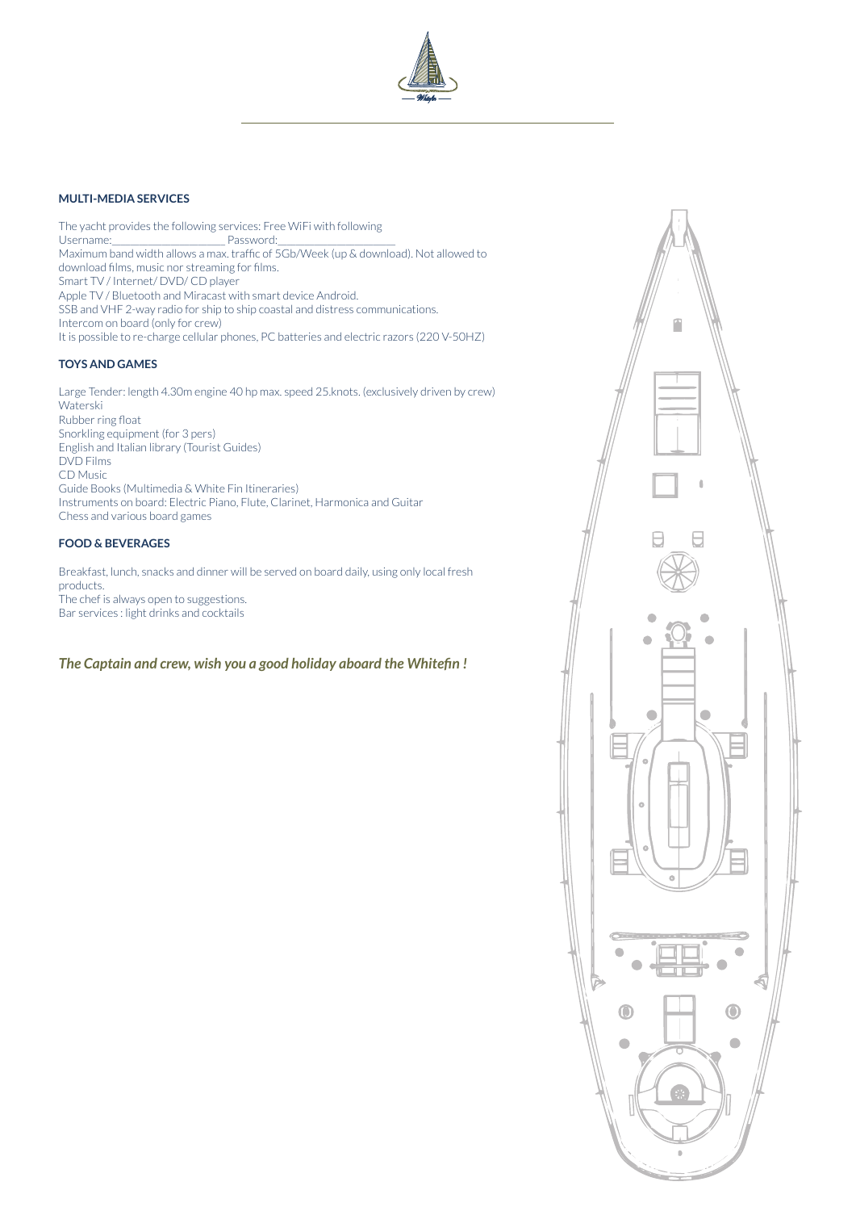## MULTI-MEDIA SERVICES

The yacht provides the following services: Free WiFi with following
Username:____________________ Password:____________________
Maximum band width allows a max. traffic of 5Gb/Week (up & download). Not allowed to download films, music nor streaming for films.
Smart TV / Internet/ DVD/ CD player
Apple TV / Bluetooth and Miracast with smart device Android.
SSB and VHF 2-way radio for ship to ship coastal and distress communications.
Intercom on board (only for crew)
It is possible to re-charge cellular phones, PC batteries and electric razors (220 V-50HZ)

## TOYS AND GAMES

Large Tender: length 4.30m engine 40 hp max. speed 25.knots. (exclusively driven by crew)
Waterski
Rubber ring float
Snorkling equipment (for 3 pers)
English and Italian library (Tourist Guides)
DVD Films
CD Music
Guide Books (Multimedia & White Fin Itineraries)
Instruments on board: Electric Piano, Flute, Clarinet, Harmonica and Guitar
Chess and various board games

## FOOD & BEVERAGES

Breakfast, lunch, snacks and dinner will be served on board daily, using only local fresh products.
The chef is always open to suggestions.
Bar services : light drinks and cocktails

***The Captain and crew, wish you a good holiday aboard the Whitefin !***